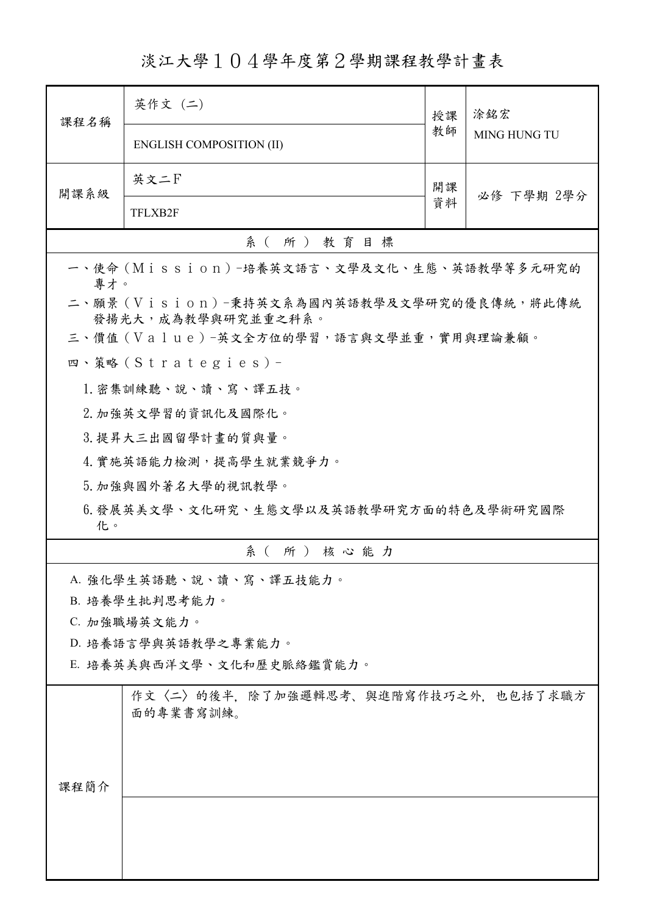# 淡江大學１０４學年度第２學期課程教學計畫表

| 課程名稱 | 英作文（二） | 授課教師 | 涂銘宏 |
|---|---|---|---|
| | ENGLISH COMPOSITION (II) | | MING HUNG TU |
| 開課系級 | 英文二Ｆ | 開課資料 | 必修 下學期 2學分 |
| | TFLXB2F | | |

## 系（所）教育目標

一、使命（Ｍｉｓｓｉｏｎ）－培養英文語言、文學及文化、生態、英語教學等多元研究的專才。

二、願景（Ｖｉｓｉｏｎ）－秉持英文系為國內英語教學及文學研究的優良傳統，將此傳統發揚光大，成為教學與研究並重之科系。

三、價值（Ｖａｌｕｅ）－英文全方位的學習，語言與文學並重，實用與理論兼顧。

四、策略（Ｓｔｒａｔｅｇｉｅｓ）－

1. 密集訓練聽、說、讀、寫、譯五技。
2. 加強英文學習的資訊化及國際化。
3. 提昇大三出國留學計畫的質與量。
4. 實施英語能力檢測，提高學生就業競爭力。
5. 加強與國外著名大學的視訊教學。
6. 發展英美文學、文化研究、生態文學以及英語教學研究方面的特色及學術研究國際化。

## 系（所）核心能力

A. 強化學生英語聽、說、讀、寫、譯五技能力。
B. 培養學生批判思考能力。
C. 加強職場英文能力。
D. 培養語言學與英語教學之專業能力。
E. 培養英美與西洋文學、文化和歷史脈絡鑑賞能力。

| 課程簡介 | 作文〈二〉的後半，除了加強邏輯思考、與進階寫作技巧之外，也包括了求職方面的專業書寫訓練。 |
|---|---|
| | |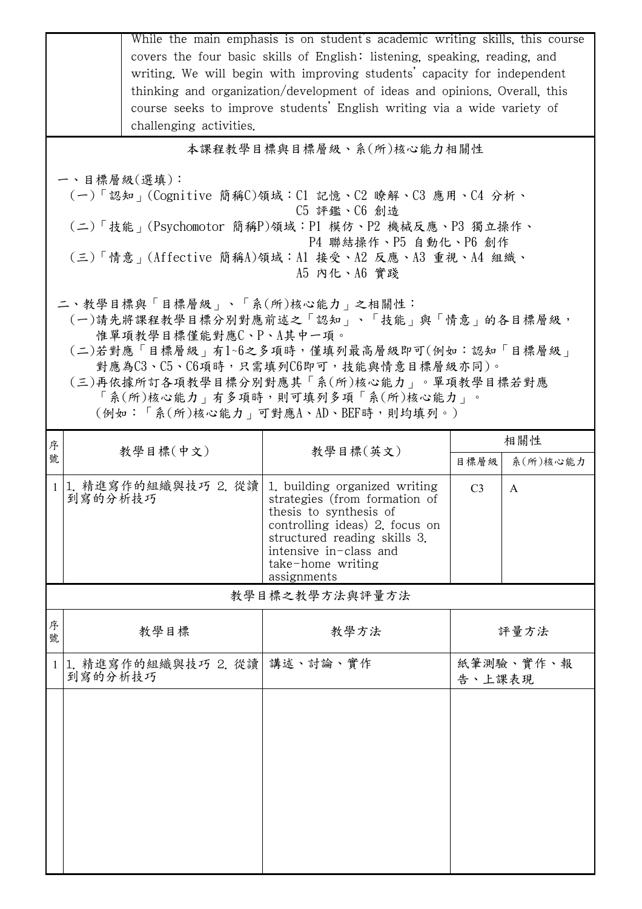| | While the main emphasis is on student's academic writing skills, this course covers the four basic skills of English: listening, speaking, reading, and writing. We will begin with improving students' capacity for independent thinking and organization/development of ideas and opinions. Overall, this course seeks to improve students' English writing via a wide variety of challenging activities. |
|---|---|

## 本課程教學目標與目標層級、系(所)核心能力相關性

一、目標層級(選填)：

(一)「認知」(Cognitive 簡稱C)領域：C1 記憶、C2 瞭解、C3 應用、C4 分析、C5 評鑑、C6 創造

(二)「技能」(Psychomotor 簡稱P)領域：P1 模仿、P2 機械反應、P3 獨立操作、P4 聯結操作、P5 自動化、P6 創作

(三)「情意」(Affective 簡稱A)領域：A1 接受、A2 反應、A3 重視、A4 組織、A5 內化、A6 實踐

二、教學目標與「目標層級」、「系(所)核心能力」之相關性：

(一)請先將課程教學目標分別對應前述之「認知」、「技能」與「情意」的各目標層級，惟單項教學目標僅能對應C、P、A其中一項。

(二)若對應「目標層級」有1~6之多項時，僅填列最高層級即可(例如：認知「目標層級」對應為C3、C5、C6項時，只需填列C6即可，技能與情意目標層級亦同)。

(三)再依據所訂各項教學目標分別對應其「系(所)核心能力」。單項教學目標若對應「系(所)核心能力」有多項時，則可填列多項「系(所)核心能力」。(例如：「系(所)核心能力」可對應A、AD、BEF時，則均填列。)

| 序號 | 教學目標(中文) | 教學目標(英文) | 相關性 | |
|---|---|---|---|---|
| | | | 目標層級 | 系(所)核心能力 |
| 1 | 1. 精進寫作的組織與技巧 2. 從讀到寫的分析技巧 | 1. building organized writing strategies (from formation of thesis to synthesis of controlling ideas) 2. focus on structured reading skills 3. intensive in-class and take-home writing assignments | C3 | A |

## 教學目標之教學方法與評量方法

| 序號 | 教學目標 | 教學方法 | 評量方法 |
|---|---|---|---|
| 1 | 1. 精進寫作的組織與技巧 2. 從讀到寫的分析技巧 | 講述、討論、實作 | 紙筆測驗、實作、報告、上課表現 |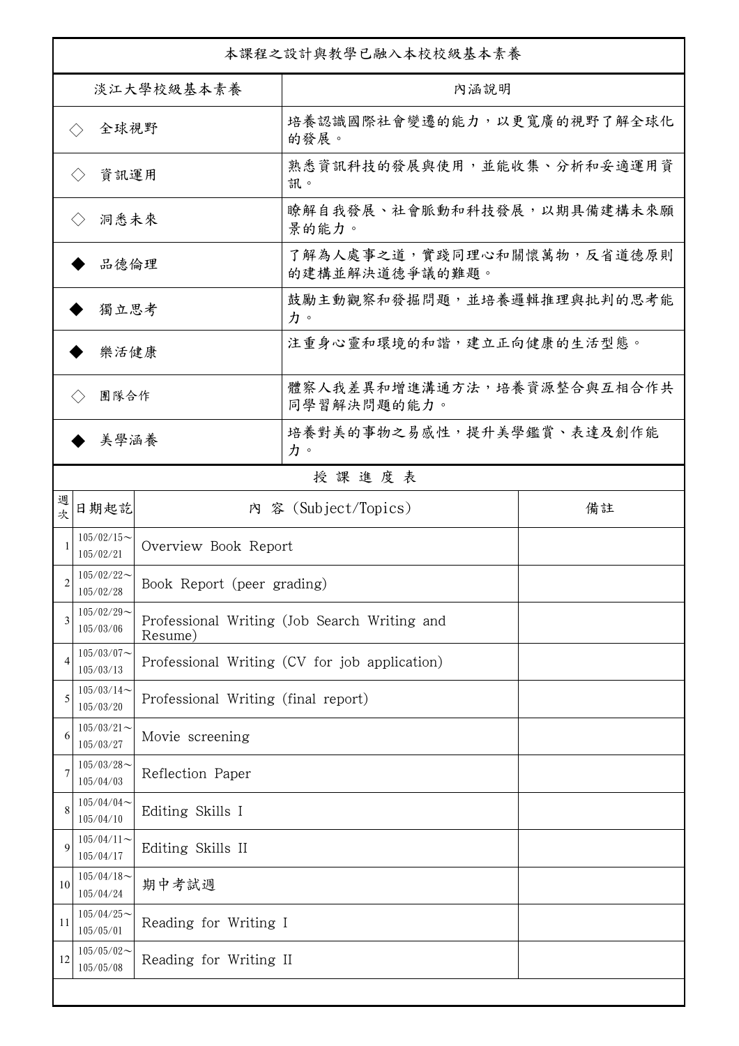| 本課程之設計與教學已融入本校校級基本素養 | |
|---|---|
| 淡江大學校級基本素養 | 內涵說明 |
| ◇ 全球視野 | 培養認識國際社會變遷的能力，以更寬廣的視野了解全球化的發展。 |
| ◇ 資訊運用 | 熟悉資訊科技的發展與使用，並能收集、分析和妥適運用資訊。 |
| ◇ 洞悉未來 | 瞭解自我發展、社會脈動和科技發展，以期具備建構未來願景的能力。 |
| ◆ 品德倫理 | 了解為人處事之道，實踐同理心和關懷萬物，反省道德原則的建構並解決道德爭議的難題。 |
| ◆ 獨立思考 | 鼓勵主動觀察和發掘問題，並培養邏輯推理與批判的思考能力。 |
| ◆ 樂活健康 | 注重身心靈和環境的和諧，建立正向健康的生活型態。 |
| ◇ 團隊合作 | 體察人我差異和增進溝通方法，培養資源整合與互相合作共同學習解決問題的能力。 |
| ◆ 美學涵養 | 培養對美的事物之易感性，提升美學鑑賞、表達及創作能力。 |

授 課 進 度 表

| 週次 | 日期起訖 | 內 容 (Subject/Topics) | 備註 |
|---|---|---|---|
| 1 | 105/02/15～105/02/21 | Overview Book Report | |
| 2 | 105/02/22～105/02/28 | Book Report (peer grading) | |
| 3 | 105/02/29～105/03/06 | Professional Writing (Job Search Writing and Resume) | |
| 4 | 105/03/07～105/03/13 | Professional Writing (CV for job application) | |
| 5 | 105/03/14～105/03/20 | Professional Writing (final report) | |
| 6 | 105/03/21～105/03/27 | Movie screening | |
| 7 | 105/03/28～105/04/03 | Reflection Paper | |
| 8 | 105/04/04～105/04/10 | Editing Skills I | |
| 9 | 105/04/11～105/04/17 | Editing Skills II | |
| 10 | 105/04/18～105/04/24 | 期中考試週 | |
| 11 | 105/04/25～105/05/01 | Reading for Writing I | |
| 12 | 105/05/02～105/05/08 | Reading for Writing II | |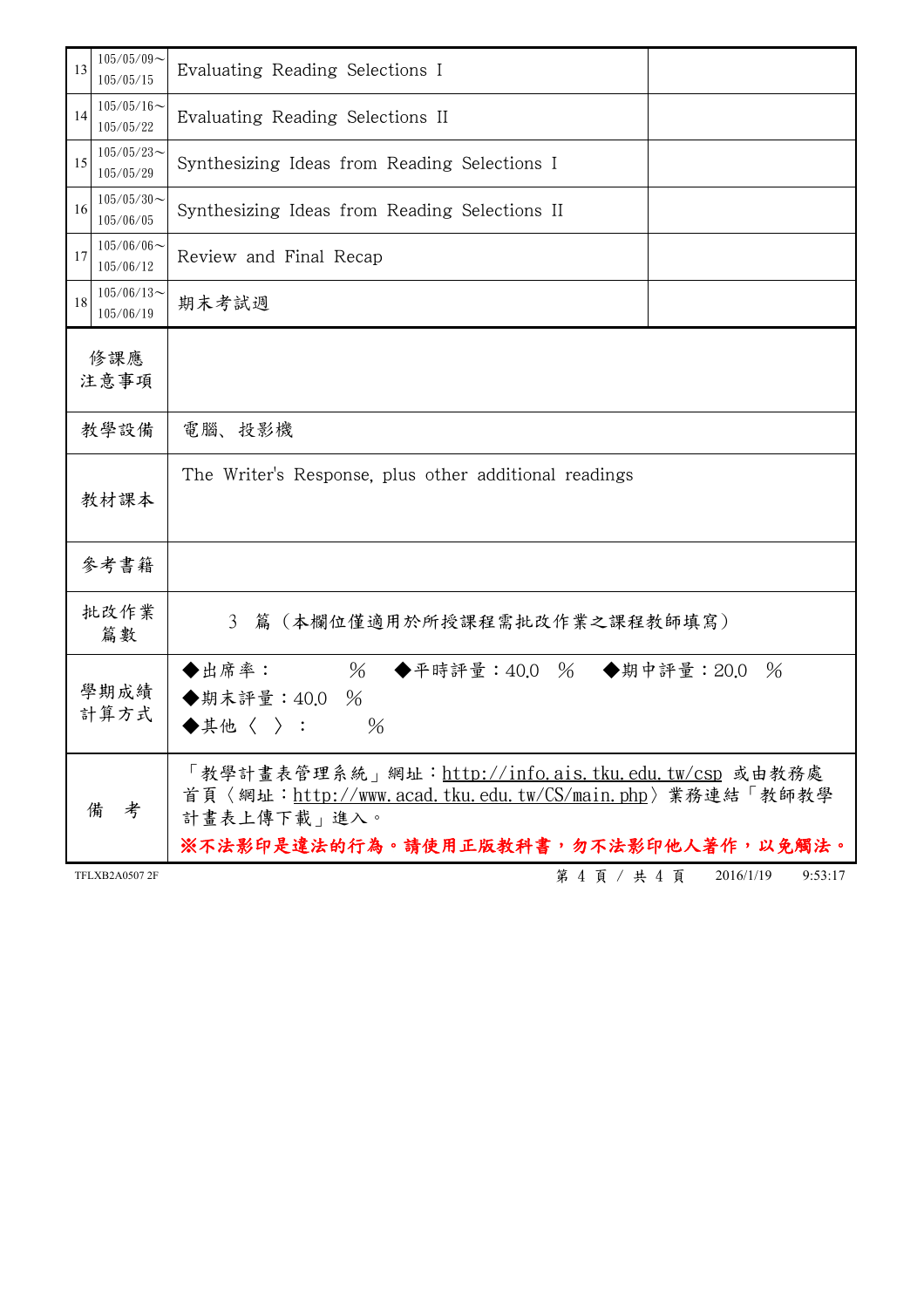| | | | |
|---|---|---|---|
| 13 | 105/05/09～105/05/15 | Evaluating Reading Selections I | |
| 14 | 105/05/16～105/05/22 | Evaluating Reading Selections II | |
| 15 | 105/05/23～105/05/29 | Synthesizing Ideas from Reading Selections I | |
| 16 | 105/05/30～105/06/05 | Synthesizing Ideas from Reading Selections II | |
| 17 | 105/06/06～105/06/12 | Review and Final Recap | |
| 18 | 105/06/13～105/06/19 | 期末考試週 | |

| | |
|---|---|
| 修課應注意事項 | |
| 教學設備 | 電腦、投影機 |
| 教材課本 | The Writer's Response, plus other additional readings |
| 參考書籍 | |
| 批改作業篇數 | 3 篇（本欄位僅適用於所授課程需批改作業之課程教師填寫） |
| 學期成績計算方式 | ◆出席率： ％ ◆平時評量：40.0 ％ ◆期中評量：20.0 ％<br>◆期末評量：40.0 ％<br>◆其他〈 〉： ％ |
| 備　考 | 「教學計畫表管理系統」網址：http://info.ais.tku.edu.tw/csp 或由教務處首頁〈網址：http://www.acad.tku.edu.tw/CS/main.php〉業務連結「教師教學計畫表上傳下載」進入。<br>**※不法影印是違法的行為。請使用正版教科書，勿不法影印他人著作，以免觸法。** |

TFLXB2A0507 2F